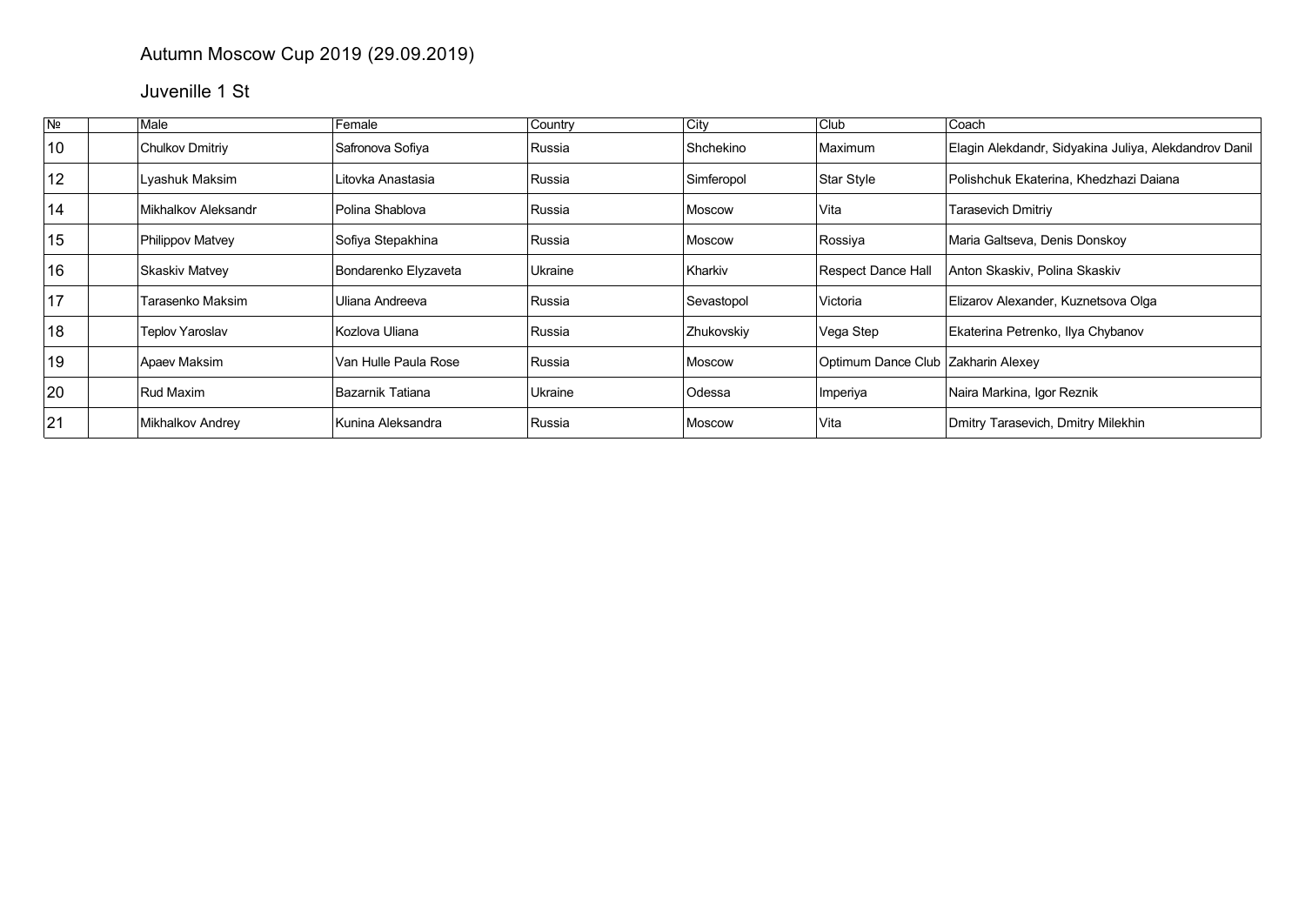# Autumn Moscow Cup 2019 (29.09.2019)

## Juvenille 1 St

| № | | Male | Female | Country | City | Club | Coach |
|---|---|---|---|---|---|---|---|
| 10 | | Chulkov Dmitriy | Safronova Sofiya | Russia | Shchekino | Maximum | Elagin Alekdandr, Sidyakina Juliya, Alekdandrov Danil |
| 12 | | Lyashuk Maksim | Litovka Anastasia | Russia | Simferopol | Star Style | Polishchuk Ekaterina, Khedzhazi Daiana |
| 14 | | Mikhalkov Aleksandr | Polina Shablova | Russia | Moscow | Vita | Tarasevich Dmitriy |
| 15 | | Philippov Matvey | Sofiya Stepakhina | Russia | Moscow | Rossiya | Maria Galtseva, Denis Donskoy |
| 16 | | Skaskiv Matvey | Bondarenko Elyzaveta | Ukraine | Kharkiv | Respect Dance Hall | Anton Skaskiv, Polina Skaskiv |
| 17 | | Tarasenko Maksim | Uliana Andreeva | Russia | Sevastopol | Victoria | Elizarov Alexander, Kuznetsova Olga |
| 18 | | Teplov Yaroslav | Kozlova Uliana | Russia | Zhukovskiy | Vega Step | Ekaterina Petrenko, Ilya Chybanov |
| 19 | | Apaev Maksim | Van Hulle Paula Rose | Russia | Moscow | Optimum Dance Club | Zakharin Alexey |
| 20 | | Rud Maxim | Bazarnik Tatiana | Ukraine | Odessa | Imperiya | Naira Markina, Igor Reznik |
| 21 | | Mikhalkov Andrey | Kunina Aleksandra | Russia | Moscow | Vita | Dmitry Tarasevich, Dmitry Milekhin |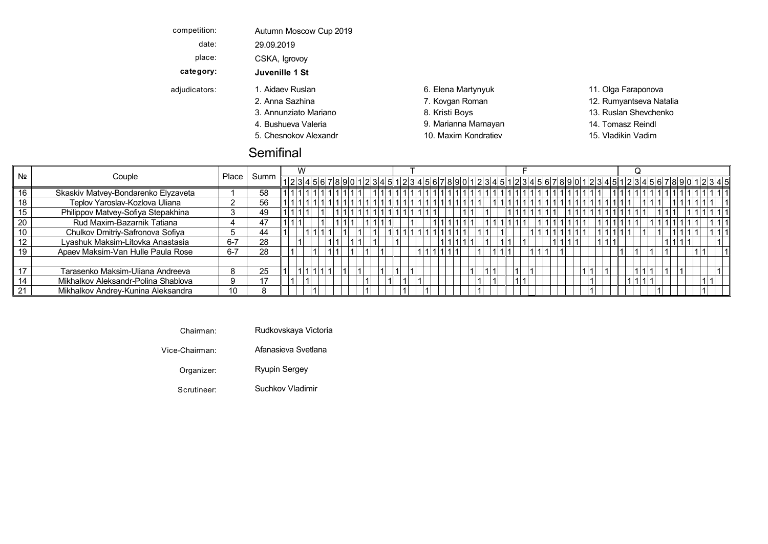| | |
|---|---|
| competition: | Autumn Moscow Cup 2019 |
| date: | 29.09.2019 |
| place: | CSKA, Igrovoy |
| **category:** | **Juvenille 1 St** |

adjudicators:

1. Aidaev Ruslan
2. Anna Sazhina
3. Annunziato Mariano
4. Bushueva Valeria
5. Chesnokov Alexandr
6. Elena Martynyuk
7. Kovgan Roman
8. Kristi Boys
9. Marianna Mamayan
10. Maxim Kondratiev
11. Olga Faraponova
12. Rumyantseva Natalia
13. Ruslan Shevchenko
14. Tomasz Reindl
15. Vladikin Vadim

## Semifinal

| № | Couple | Place | Summ | W | | | | | | | | | | | | | | | T | | | | | | | | | | | | | | | F | | | | | | | | | | | | | | | Q | | | | | | | | | | | | | | |
|---|---|---|---|---|---|---|---|---|---|---|---|---|---|---|---|---|---|---|---|---|---|---|---|---|---|---|---|---|---|---|---|---|---|---|---|---|---|---|---|---|---|---|---|---|---|---|---|---|---|---|---|---|---|---|---|---|---|---|---|---|---|---|---|
| | | | | 1 | 2 | 3 | 4 | 5 | 6 | 7 | 8 | 9 | 0 | 1 | 2 | 3 | 4 | 5 | 1 | 2 | 3 | 4 | 5 | 6 | 7 | 8 | 9 | 0 | 1 | 2 | 3 | 4 | 5 | 1 | 2 | 3 | 4 | 5 | 6 | 7 | 8 | 9 | 0 | 1 | 2 | 3 | 4 | 5 | 1 | 2 | 3 | 4 | 5 | 6 | 7 | 8 | 9 | 0 | 1 | 2 | 3 | 4 | 5 |
| 16 | Skaskiv Matvey-Bondarenko Elyzaveta | 1 | 58 | 1 | 1 | 1 | 1 | 1 | 1 | 1 | 1 | 1 | 1 | 1 | 1 | | 1 | 1 | 1 | 1 | 1 | 1 | 1 | 1 | 1 | 1 | 1 | 1 | 1 | 1 | 1 | 1 | 1 | 1 | 1 | 1 | 1 | 1 | 1 | 1 | 1 | 1 | 1 | 1 | 1 | 1 | | 1 | 1 | 1 | 1 | 1 | 1 | 1 | 1 | 1 | 1 | 1 | 1 | 1 | 1 | 1 |
| 18 | Teplov Yaroslav-Kozlova Uliana | 2 | 56 | 1 | 1 | 1 | 1 | 1 | 1 | 1 | 1 | 1 | 1 | 1 | 1 | 1 | 1 | 1 | 1 | 1 | 1 | 1 | 1 | 1 | 1 | 1 | 1 | 1 | 1 | 1 | | 1 | 1 | 1 | 1 | 1 | 1 | 1 | 1 | 1 | 1 | 1 | 1 | 1 | 1 | 1 | 1 | 1 | 1 | | 1 | 1 | 1 | | 1 | 1 | 1 | 1 | 1 | 1 | | 1 |
| 15 | Philippov Matvey-Sofiya Stepakhina | 3 | 49 | 1 | 1 | 1 | 1 | | 1 | | 1 | 1 | 1 | 1 | 1 | 1 | 1 | 1 | 1 | 1 | 1 | 1 | 1 | 1 | | | | 1 | 1 | | 1 | | | 1 | 1 | 1 | 1 | 1 | 1 | 1 | 1 | | 1 | 1 | 1 | 1 | 1 | 1 | 1 | 1 | 1 | 1 | 1 | | 1 | 1 | 1 | | 1 | 1 | 1 | 1 | 1 |
| 20 | Rud Maxim-Bazarnik Tatiana | 4 | 47 | 1 | 1 | 1 | | | 1 | | 1 | 1 | 1 | | 1 | 1 | 1 | 1 | | | 1 | | | 1 | 1 | 1 | 1 | 1 | 1 | | 1 | 1 | 1 | 1 | 1 | 1 | | | 1 | 1 | 1 | 1 | 1 | 1 | | 1 | 1 | 1 | 1 | 1 | 1 | 1 | | 1 | 1 | 1 | 1 | 1 | 1 | 1 | 1 | 1 | 1 |
| 10 | Chulkov Dmitriy-Safronova Sofiya | 5 | 44 | 1 | | | 1 | 1 | 1 | 1 | | | 1 | | | 1 | | 1 | 1 | 1 | 1 | 1 | 1 | 1 | 1 | 1 | 1 | 1 | | 1 | 1 | | 1 | | | | 1 | 1 | 1 | 1 | 1 | 1 | 1 | 1 | | 1 | 1 | 1 | 1 | 1 | | 1 | | 1 | | 1 | 1 | 1 | 1 | 1 | 1 | 1 | 1 |
| 12 | Lyashuk Maksim-Litovka Anastasia | 6-7 | 28 | | | 1 | | | | 1 | 1 | | 1 | 1 | | 1 | | | 1 | | | | | | 1 | 1 | 1 | 1 | 1 | | 1 | | 1 | 1 | | 1 | | | | 1 | 1 | 1 | 1 | | | 1 | 1 | 1 | | | | | | | 1 | 1 | 1 | 1 | | | | | 1 |
| 19 | Apaev Maksim-Van Hulle Paula Rose | 6-7 | 28 | | 1 | | | 1 | | 1 | 1 | | 1 | | 1 | | 1 | | | | | 1 | 1 | 1 | 1 | 1 | 1 | | | 1 | | 1 | 1 | 1 | | | 1 | 1 | 1 | | 1 | | | | | | | | 1 | | 1 | | 1 | | 1 | | | | 1 | 1 | | | 1 |
| | | | | | | | | | | | | | | | | | | | | | | | | | | | | | | | | | | | | | | | | | | | | | | | | | | | | | | | | | | | | | | | |
| 17 | Tarasenko Maksim-Uliana Andreeva | 8 | 25 | 1 | | 1 | 1 | 1 | 1 | 1 | | 1 | | 1 | | | 1 | | 1 | | 1 | | | | | | | | 1 | | 1 | 1 | | | 1 | | 1 | | | | | | | 1 | 1 | | 1 | | | | 1 | 1 | 1 | | 1 | | 1 | | | | | | 1 |
| 14 | Mikhalkov Aleksandr-Polina Shablova | 9 | 17 | | 1 | | 1 | | | | | | | | 1 | | | 1 | | 1 | | 1 | | | | | | | | 1 | | 1 | | | 1 | 1 | | | | | | | | | 1 | | | | | 1 | 1 | 1 | 1 | | | | | | | 1 | 1 | |
| 21 | Mikhalkov Andrey-Kunina Aleksandra | 10 | 8 | | | | | 1 | | | | | | | 1 | | | | | 1 | | | 1 | | | | | | | 1 | | | | | | | | | | | | | | | 1 | | | | | | | | | 1 | | | | | | | 1 | | |

| | |
|---|---|
| Chairman: | Rudkovskaya Victoria |
| Vice-Chairman: | Afanasieva Svetlana |
| Organizer: | Ryupin Sergey |
| Scrutineer: | Suchkov Vladimir |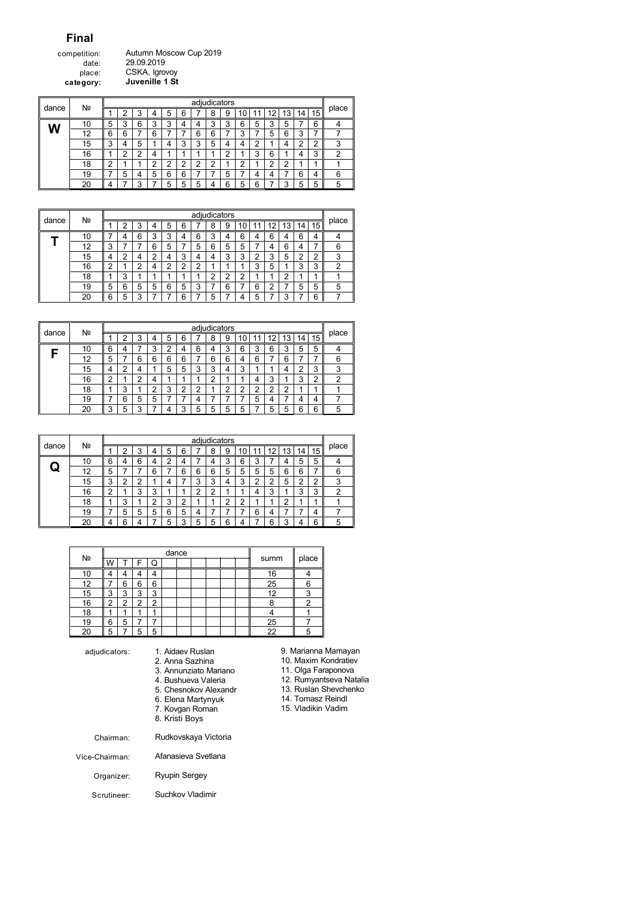## Final

competition: Autumn Moscow Cup 2019
date: 29.09.2019
place: CSKA, Igrovoy
**category: Juvenille 1 St**

| dance | № | 1 | 2 | 3 | 4 | 5 | 6 | 7 | 8 | 9 | 10 | 11 | 12 | 13 | 14 | 15 | place |
|---|---|---|---|---|---|---|---|---|---|---|---|---|---|---|---|---|---|
| | | adjudicators | | | | | | | | | | | | | | | |
| **W** | 10 | 5 | 3 | 6 | 3 | 3 | 4 | 4 | 3 | 3 | 6 | 5 | 3 | 5 | 7 | 6 | 4 |
| | 12 | 6 | 6 | 7 | 6 | 7 | 7 | 6 | 6 | 7 | 3 | 7 | 5 | 6 | 3 | 7 | 7 |
| | 15 | 3 | 4 | 5 | 1 | 4 | 3 | 3 | 5 | 4 | 4 | 2 | 1 | 4 | 2 | 2 | 3 |
| | 16 | 1 | 2 | 2 | 4 | 1 | 1 | 1 | 1 | 2 | 1 | 3 | 6 | 1 | 4 | 3 | 2 |
| | 18 | 2 | 1 | 1 | 2 | 2 | 2 | 2 | 2 | 1 | 2 | 1 | 2 | 2 | 1 | 1 | 1 |
| | 19 | 7 | 5 | 4 | 5 | 6 | 6 | 7 | 7 | 5 | 7 | 4 | 4 | 7 | 6 | 4 | 6 |
| | 20 | 4 | 7 | 3 | 7 | 5 | 5 | 5 | 4 | 6 | 5 | 6 | 7 | 3 | 5 | 5 | 5 |

| dance | № | 1 | 2 | 3 | 4 | 5 | 6 | 7 | 8 | 9 | 10 | 11 | 12 | 13 | 14 | 15 | place |
|---|---|---|---|---|---|---|---|---|---|---|---|---|---|---|---|---|---|
| | | adjudicators | | | | | | | | | | | | | | | |
| **T** | 10 | 7 | 4 | 6 | 3 | 3 | 4 | 6 | 3 | 4 | 6 | 4 | 6 | 4 | 6 | 4 | 4 |
| | 12 | 3 | 7 | 7 | 6 | 5 | 7 | 5 | 6 | 5 | 5 | 7 | 4 | 6 | 4 | 7 | 6 |
| | 15 | 4 | 2 | 4 | 2 | 4 | 3 | 4 | 4 | 3 | 3 | 2 | 3 | 5 | 2 | 2 | 3 |
| | 16 | 2 | 1 | 2 | 4 | 2 | 2 | 2 | 1 | 1 | 1 | 3 | 5 | 1 | 3 | 3 | 2 |
| | 18 | 1 | 3 | 1 | 1 | 1 | 1 | 1 | 2 | 2 | 2 | 1 | 1 | 2 | 1 | 1 | 1 |
| | 19 | 5 | 6 | 5 | 5 | 6 | 5 | 3 | 7 | 6 | 7 | 6 | 2 | 7 | 5 | 5 | 5 |
| | 20 | 6 | 5 | 3 | 7 | 7 | 6 | 7 | 5 | 7 | 4 | 5 | 7 | 3 | 7 | 6 | 7 |

| dance | № | 1 | 2 | 3 | 4 | 5 | 6 | 7 | 8 | 9 | 10 | 11 | 12 | 13 | 14 | 15 | place |
|---|---|---|---|---|---|---|---|---|---|---|---|---|---|---|---|---|---|
| | | adjudicators | | | | | | | | | | | | | | | |
| **F** | 10 | 6 | 4 | 7 | 3 | 2 | 4 | 6 | 4 | 3 | 6 | 3 | 6 | 3 | 5 | 5 | 4 |
| | 12 | 5 | 7 | 6 | 6 | 6 | 6 | 7 | 6 | 6 | 4 | 6 | 7 | 6 | 7 | 7 | 6 |
| | 15 | 4 | 2 | 4 | 1 | 5 | 5 | 3 | 3 | 4 | 3 | 1 | 1 | 4 | 2 | 3 | 3 |
| | 16 | 2 | 1 | 2 | 4 | 1 | 1 | 1 | 2 | 1 | 1 | 4 | 3 | 1 | 3 | 2 | 2 |
| | 18 | 1 | 3 | 1 | 2 | 3 | 2 | 2 | 1 | 2 | 2 | 2 | 2 | 2 | 1 | 1 | 1 |
| | 19 | 7 | 6 | 5 | 5 | 7 | 7 | 4 | 7 | 7 | 7 | 5 | 4 | 7 | 4 | 4 | 7 |
| | 20 | 3 | 5 | 3 | 7 | 4 | 3 | 5 | 5 | 5 | 5 | 7 | 5 | 5 | 6 | 6 | 5 |

| dance | № | 1 | 2 | 3 | 4 | 5 | 6 | 7 | 8 | 9 | 10 | 11 | 12 | 13 | 14 | 15 | place |
|---|---|---|---|---|---|---|---|---|---|---|---|---|---|---|---|---|---|
| | | adjudicators | | | | | | | | | | | | | | | |
| **Q** | 10 | 6 | 4 | 6 | 4 | 2 | 4 | 7 | 4 | 3 | 6 | 3 | 7 | 4 | 5 | 5 | 4 |
| | 12 | 5 | 7 | 7 | 6 | 7 | 6 | 6 | 6 | 5 | 5 | 5 | 5 | 6 | 6 | 7 | 6 |
| | 15 | 3 | 2 | 2 | 1 | 4 | 7 | 3 | 3 | 4 | 3 | 2 | 2 | 5 | 2 | 2 | 3 |
| | 16 | 2 | 1 | 3 | 3 | 1 | 1 | 2 | 2 | 1 | 1 | 4 | 3 | 1 | 3 | 3 | 2 |
| | 18 | 1 | 3 | 1 | 2 | 3 | 2 | 1 | 1 | 2 | 2 | 1 | 1 | 2 | 1 | 1 | 1 |
| | 19 | 7 | 5 | 5 | 5 | 6 | 5 | 4 | 7 | 7 | 7 | 6 | 4 | 7 | 7 | 4 | 7 |
| | 20 | 4 | 6 | 4 | 7 | 5 | 3 | 5 | 5 | 6 | 4 | 7 | 6 | 3 | 4 | 6 | 5 |

| № | W | T | F | Q | | | | | | | summ | place |
|---|---|---|---|---|---|---|---|---|---|---|---|---|
| | dance | | | | | | | | | | | |
| 10 | 4 | 4 | 4 | 4 | | | | | | | 16 | 4 |
| 12 | 7 | 6 | 6 | 6 | | | | | | | 25 | 6 |
| 15 | 3 | 3 | 3 | 3 | | | | | | | 12 | 3 |
| 16 | 2 | 2 | 2 | 2 | | | | | | | 8 | 2 |
| 18 | 1 | 1 | 1 | 1 | | | | | | | 4 | 1 |
| 19 | 6 | 5 | 7 | 7 | | | | | | | 25 | 7 |
| 20 | 5 | 7 | 5 | 5 | | | | | | | 22 | 5 |

adjudicators:

1. Aidaev Ruslan
2. Anna Sazhina
3. Annunziato Mariano
4. Bushueva Valeria
5. Chesnokov Alexandr
6. Elena Martynyuk
7. Kovgan Roman
8. Kristi Boys
9. Marianna Mamayan
10. Maxim Kondratiev
11. Olga Faraponova
12. Rumyantseva Natalia
13. Ruslan Shevchenko
14. Tomasz Reindl
15. Vladikin Vadim

Chairman: Rudkovskaya Victoria

Vice-Chairman: Afanasieva Svetlana

Organizer: Ryupin Sergey

Scrutineer: Suchkov Vladimir